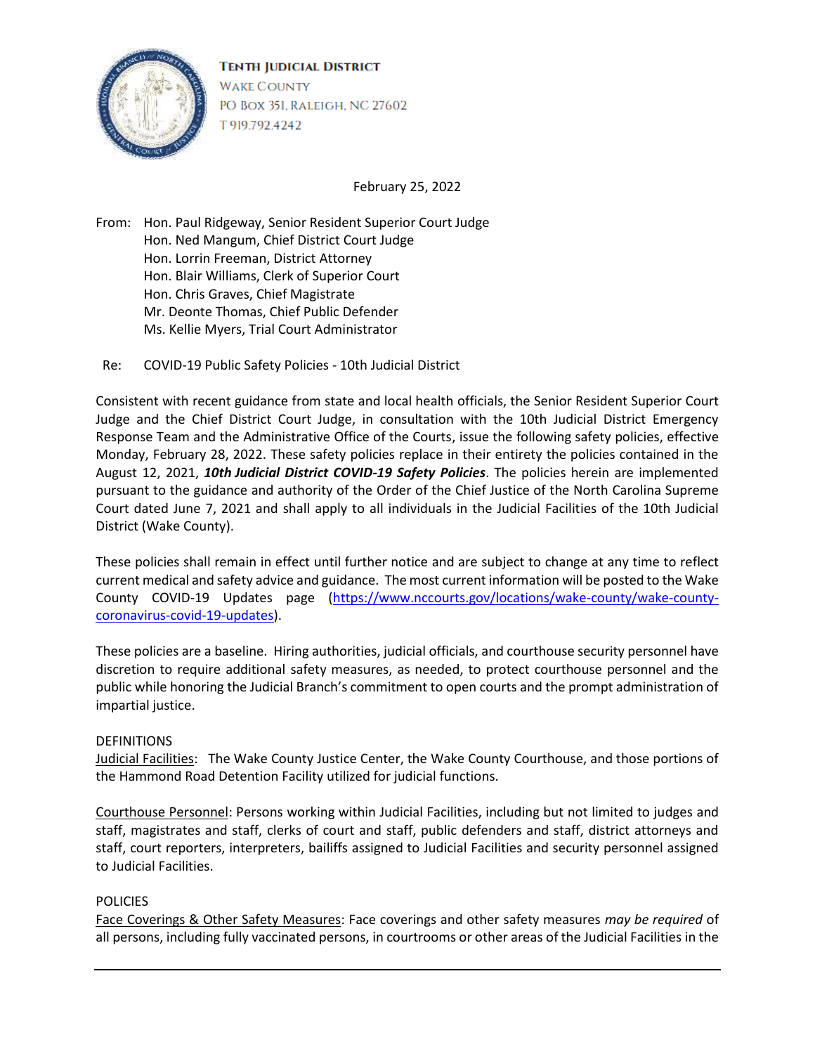**TENTH JUDICIAL DISTRICT**
WAKE COUNTY
PO BOX 351, RALEIGH, NC 27602
T 919.792.4242

February 25, 2022

From: Hon. Paul Ridgeway, Senior Resident Superior Court Judge
Hon. Ned Mangum, Chief District Court Judge
Hon. Lorrin Freeman, District Attorney
Hon. Blair Williams, Clerk of Superior Court
Hon. Chris Graves, Chief Magistrate
Mr. Deonte Thomas, Chief Public Defender
Ms. Kellie Myers, Trial Court Administrator

Re: COVID-19 Public Safety Policies - 10th Judicial District

Consistent with recent guidance from state and local health officials, the Senior Resident Superior Court Judge and the Chief District Court Judge, in consultation with the 10th Judicial District Emergency Response Team and the Administrative Office of the Courts, issue the following safety policies, effective Monday, February 28, 2022. These safety policies replace in their entirety the policies contained in the August 12, 2021, ***10th Judicial District COVID-19 Safety Policies***. The policies herein are implemented pursuant to the guidance and authority of the Order of the Chief Justice of the North Carolina Supreme Court dated June 7, 2021 and shall apply to all individuals in the Judicial Facilities of the 10th Judicial District (Wake County).

These policies shall remain in effect until further notice and are subject to change at any time to reflect current medical and safety advice and guidance. The most current information will be posted to the Wake County COVID-19 Updates page (https://www.nccourts.gov/locations/wake-county/wake-county-coronavirus-covid-19-updates).

These policies are a baseline. Hiring authorities, judicial officials, and courthouse security personnel have discretion to require additional safety measures, as needed, to protect courthouse personnel and the public while honoring the Judicial Branch's commitment to open courts and the prompt administration of impartial justice.

DEFINITIONS

Judicial Facilities: The Wake County Justice Center, the Wake County Courthouse, and those portions of the Hammond Road Detention Facility utilized for judicial functions.

Courthouse Personnel: Persons working within Judicial Facilities, including but not limited to judges and staff, magistrates and staff, clerks of court and staff, public defenders and staff, district attorneys and staff, court reporters, interpreters, bailiffs assigned to Judicial Facilities and security personnel assigned to Judicial Facilities.

POLICIES

Face Coverings & Other Safety Measures: Face coverings and other safety measures *may be required* of all persons, including fully vaccinated persons, in courtrooms or other areas of the Judicial Facilities in the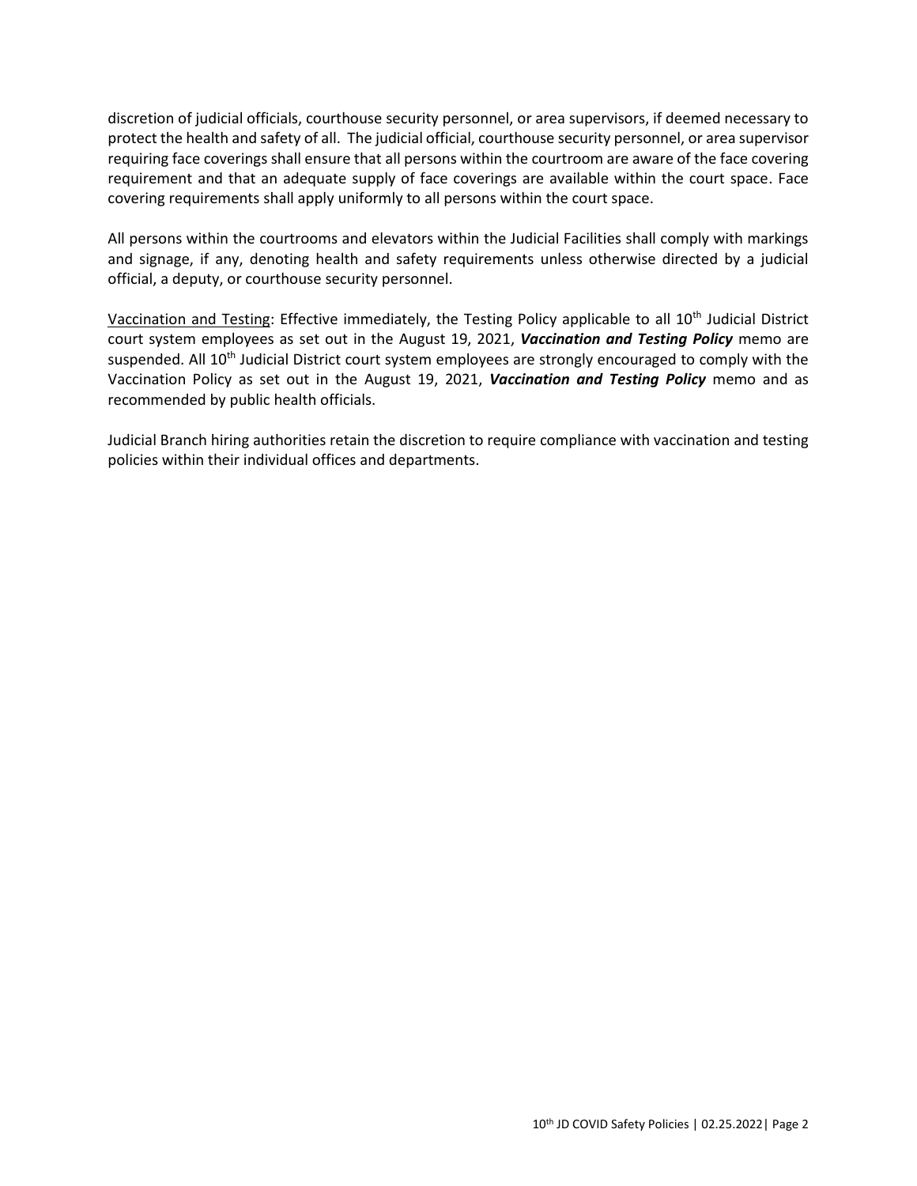discretion of judicial officials, courthouse security personnel, or area supervisors, if deemed necessary to protect the health and safety of all. The judicial official, courthouse security personnel, or area supervisor requiring face coverings shall ensure that all persons within the courtroom are aware of the face covering requirement and that an adequate supply of face coverings are available within the court space. Face covering requirements shall apply uniformly to all persons within the court space.

All persons within the courtrooms and elevators within the Judicial Facilities shall comply with markings and signage, if any, denoting health and safety requirements unless otherwise directed by a judicial official, a deputy, or courthouse security personnel.

Vaccination and Testing: Effective immediately, the Testing Policy applicable to all 10th Judicial District court system employees as set out in the August 19, 2021, ***Vaccination and Testing Policy*** memo are suspended. All 10th Judicial District court system employees are strongly encouraged to comply with the Vaccination Policy as set out in the August 19, 2021, ***Vaccination and Testing Policy*** memo and as recommended by public health officials.

Judicial Branch hiring authorities retain the discretion to require compliance with vaccination and testing policies within their individual offices and departments.